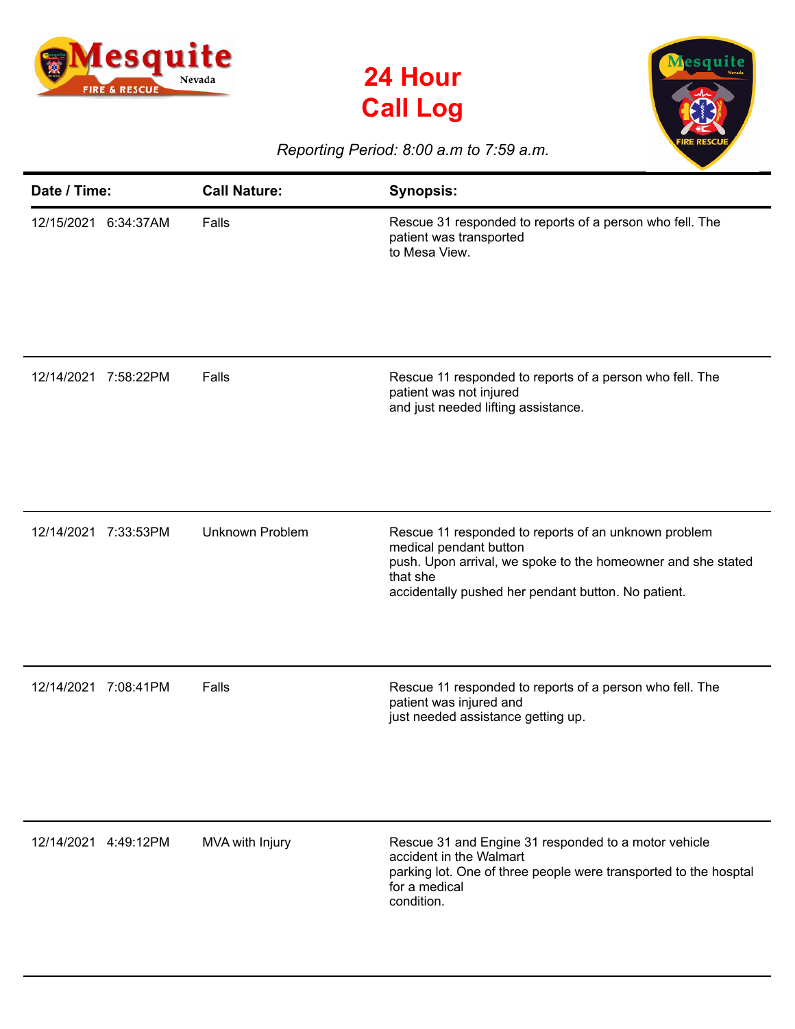# 24 Hour Call Log

*Reporting Period: 8:00 a.m to 7:59 a.m.*

| Date / Time: | Call Nature: | Synopsis: |
|---|---|---|
| 12/15/2021 6:34:37AM | Falls | Rescue 31 responded to reports of a person who fell. The patient was transported to Mesa View. |
| 12/14/2021 7:58:22PM | Falls | Rescue 11 responded to reports of a person who fell. The patient was not injured and just needed lifting assistance. |
| 12/14/2021 7:33:53PM | Unknown Problem | Rescue 11 responded to reports of an unknown problem medical pendant button push. Upon arrival, we spoke to the homeowner and she stated that she accidentally pushed her pendant button. No patient. |
| 12/14/2021 7:08:41PM | Falls | Rescue 11 responded to reports of a person who fell. The patient was injured and just needed assistance getting up. |
| 12/14/2021 4:49:12PM | MVA with Injury | Rescue 31 and Engine 31 responded to a motor vehicle accident in the Walmart parking lot. One of three people were transported to the hosptal for a medical condition. |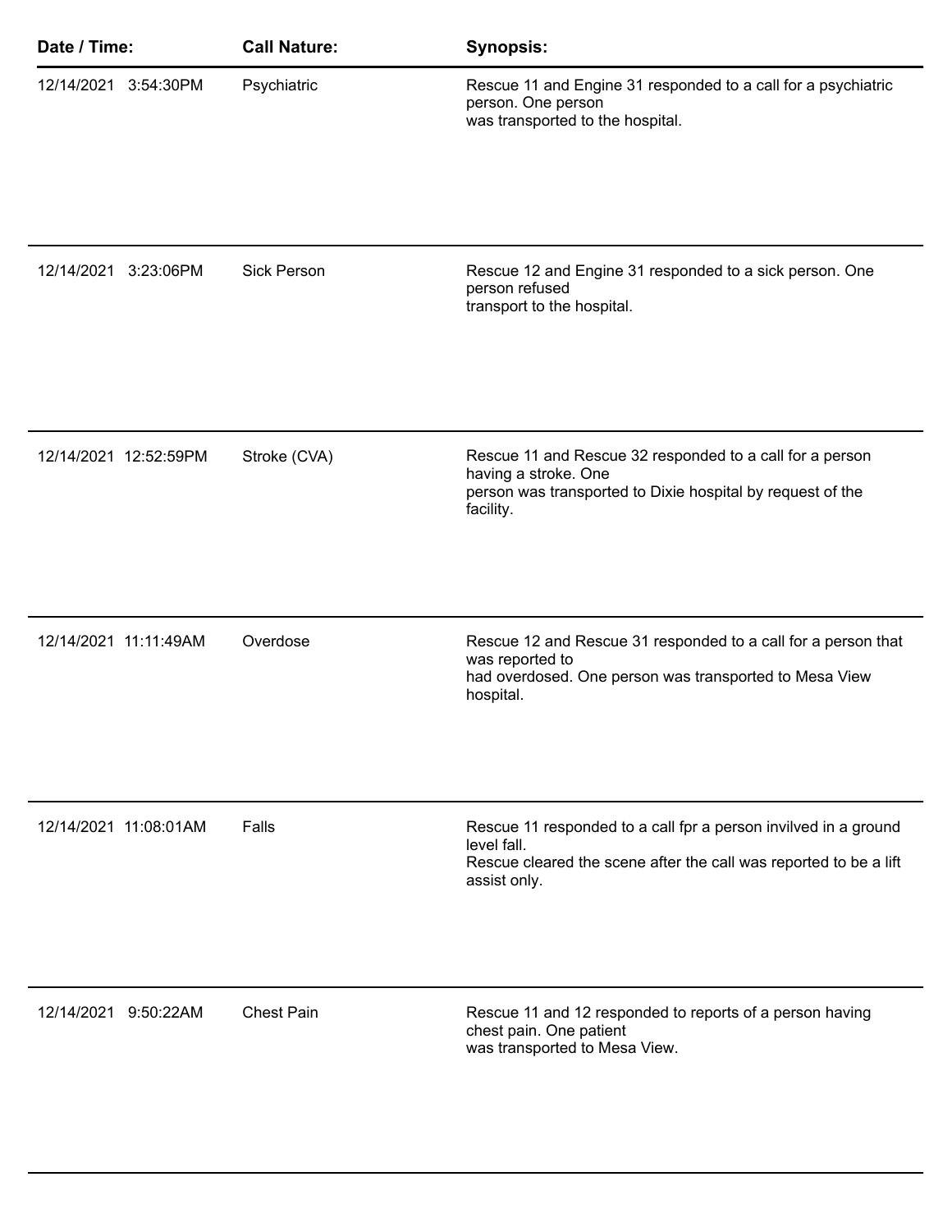| Date / Time: | Call Nature: | Synopsis: |
|---|---|---|
| 12/14/2021 3:54:30PM | Psychiatric | Rescue 11 and Engine 31 responded to a call for a psychiatric person. One person was transported to the hospital. |
| 12/14/2021 3:23:06PM | Sick Person | Rescue 12 and Engine 31 responded to a sick person. One person refused transport to the hospital. |
| 12/14/2021 12:52:59PM | Stroke (CVA) | Rescue 11 and Rescue 32 responded to a call for a person having a stroke. One person was transported to Dixie hospital by request of the facility. |
| 12/14/2021 11:11:49AM | Overdose | Rescue 12 and Rescue 31 responded to a call for a person that was reported to had overdosed. One person was transported to Mesa View hospital. |
| 12/14/2021 11:08:01AM | Falls | Rescue 11 responded to a call fpr a person invilved in a ground level fall. Rescue cleared the scene after the call was reported to be a lift assist only. |
| 12/14/2021 9:50:22AM | Chest Pain | Rescue 11 and 12 responded to reports of a person having chest pain. One patient was transported to Mesa View. |